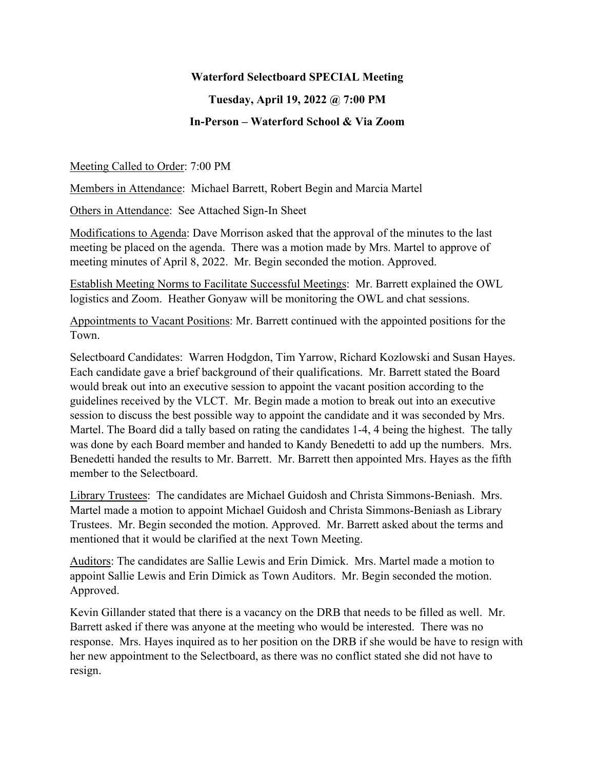# Waterford Selectboard SPECIAL Meeting

## Tuesday, April 19, 2022 @ 7:00 PM

## In-Person – Waterford School & Via Zoom

Meeting Called to Order: 7:00 PM

Members in Attendance: Michael Barrett, Robert Begin and Marcia Martel

Others in Attendance: See Attached Sign-In Sheet

Modifications to Agenda: Dave Morrison asked that the approval of the minutes to the last meeting be placed on the agenda. There was a motion made by Mrs. Martel to approve of meeting minutes of April 8, 2022. Mr. Begin seconded the motion. Approved.

Establish Meeting Norms to Facilitate Successful Meetings: Mr. Barrett explained the OWL logistics and Zoom. Heather Gonyaw will be monitoring the OWL and chat sessions.

Appointments to Vacant Positions: Mr. Barrett continued with the appointed positions for the Town.

Selectboard Candidates: Warren Hodgdon, Tim Yarrow, Richard Kozlowski and Susan Hayes. Each candidate gave a brief background of their qualifications. Mr. Barrett stated the Board would break out into an executive session to appoint the vacant position according to the guidelines received by the VLCT. Mr. Begin made a motion to break out into an executive session to discuss the best possible way to appoint the candidate and it was seconded by Mrs. Martel. The Board did a tally based on rating the candidates 1-4, 4 being the highest. The tally was done by each Board member and handed to Kandy Benedetti to add up the numbers. Mrs. Benedetti handed the results to Mr. Barrett. Mr. Barrett then appointed Mrs. Hayes as the fifth member to the Selectboard.

Library Trustees: The candidates are Michael Guidosh and Christa Simmons-Beniash. Mrs. Martel made a motion to appoint Michael Guidosh and Christa Simmons-Beniash as Library Trustees. Mr. Begin seconded the motion. Approved. Mr. Barrett asked about the terms and mentioned that it would be clarified at the next Town Meeting.

Auditors: The candidates are Sallie Lewis and Erin Dimick. Mrs. Martel made a motion to appoint Sallie Lewis and Erin Dimick as Town Auditors. Mr. Begin seconded the motion. Approved.

Kevin Gillander stated that there is a vacancy on the DRB that needs to be filled as well. Mr. Barrett asked if there was anyone at the meeting who would be interested. There was no response. Mrs. Hayes inquired as to her position on the DRB if she would be have to resign with her new appointment to the Selectboard, as there was no conflict stated she did not have to resign.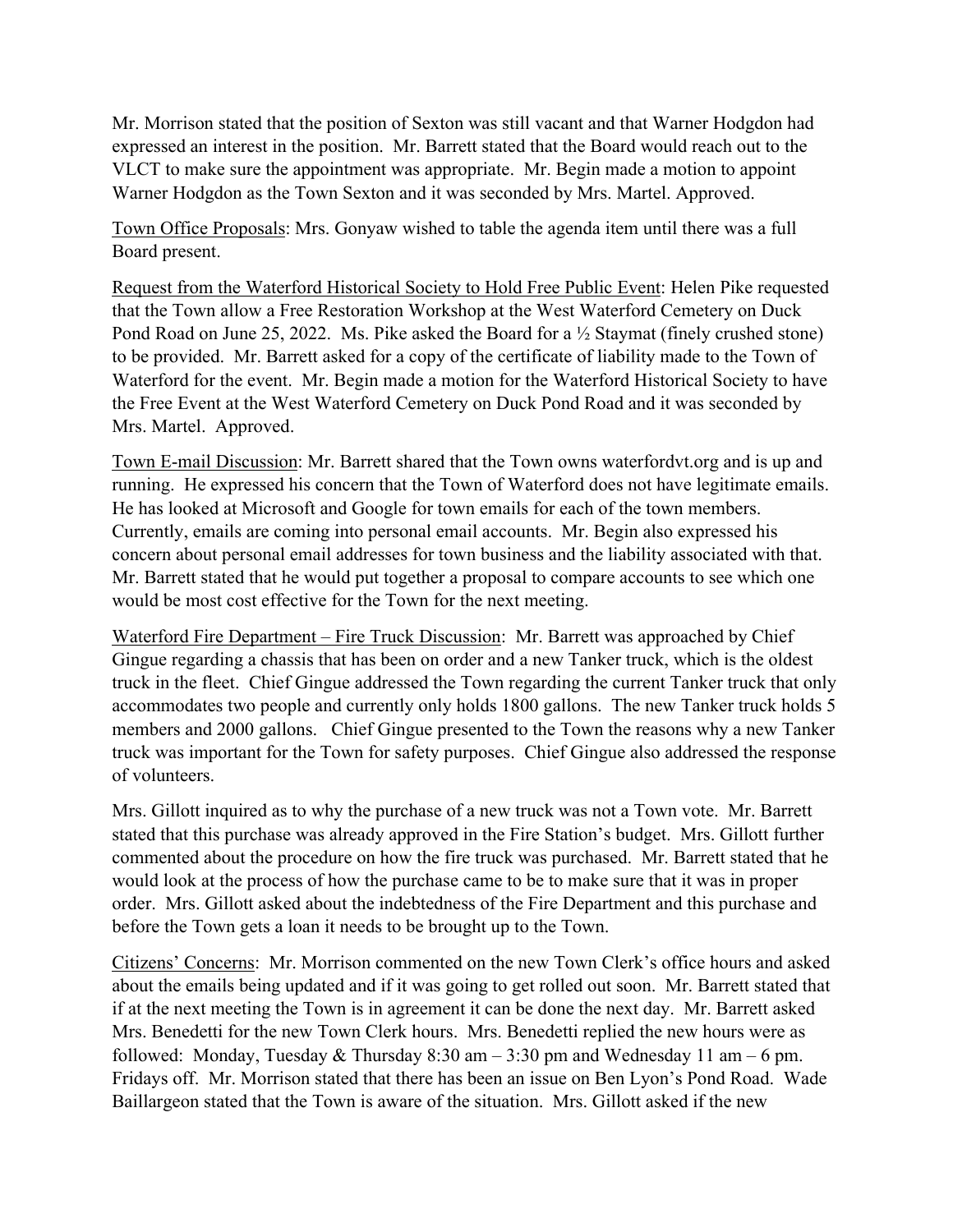Mr. Morrison stated that the position of Sexton was still vacant and that Warner Hodgdon had expressed an interest in the position. Mr. Barrett stated that the Board would reach out to the VLCT to make sure the appointment was appropriate. Mr. Begin made a motion to appoint Warner Hodgdon as the Town Sexton and it was seconded by Mrs. Martel. Approved.

Town Office Proposals: Mrs. Gonyaw wished to table the agenda item until there was a full Board present.

Request from the Waterford Historical Society to Hold Free Public Event: Helen Pike requested that the Town allow a Free Restoration Workshop at the West Waterford Cemetery on Duck Pond Road on June 25, 2022. Ms. Pike asked the Board for a ½ Staymat (finely crushed stone) to be provided. Mr. Barrett asked for a copy of the certificate of liability made to the Town of Waterford for the event. Mr. Begin made a motion for the Waterford Historical Society to have the Free Event at the West Waterford Cemetery on Duck Pond Road and it was seconded by Mrs. Martel. Approved.

Town E-mail Discussion: Mr. Barrett shared that the Town owns waterfordvt.org and is up and running. He expressed his concern that the Town of Waterford does not have legitimate emails. He has looked at Microsoft and Google for town emails for each of the town members. Currently, emails are coming into personal email accounts. Mr. Begin also expressed his concern about personal email addresses for town business and the liability associated with that. Mr. Barrett stated that he would put together a proposal to compare accounts to see which one would be most cost effective for the Town for the next meeting.

Waterford Fire Department – Fire Truck Discussion: Mr. Barrett was approached by Chief Gingue regarding a chassis that has been on order and a new Tanker truck, which is the oldest truck in the fleet. Chief Gingue addressed the Town regarding the current Tanker truck that only accommodates two people and currently only holds 1800 gallons. The new Tanker truck holds 5 members and 2000 gallons. Chief Gingue presented to the Town the reasons why a new Tanker truck was important for the Town for safety purposes. Chief Gingue also addressed the response of volunteers.

Mrs. Gillott inquired as to why the purchase of a new truck was not a Town vote. Mr. Barrett stated that this purchase was already approved in the Fire Station's budget. Mrs. Gillott further commented about the procedure on how the fire truck was purchased. Mr. Barrett stated that he would look at the process of how the purchase came to be to make sure that it was in proper order. Mrs. Gillott asked about the indebtedness of the Fire Department and this purchase and before the Town gets a loan it needs to be brought up to the Town.

Citizens' Concerns: Mr. Morrison commented on the new Town Clerk's office hours and asked about the emails being updated and if it was going to get rolled out soon. Mr. Barrett stated that if at the next meeting the Town is in agreement it can be done the next day. Mr. Barrett asked Mrs. Benedetti for the new Town Clerk hours. Mrs. Benedetti replied the new hours were as followed: Monday, Tuesday & Thursday 8:30 am – 3:30 pm and Wednesday 11 am – 6 pm. Fridays off. Mr. Morrison stated that there has been an issue on Ben Lyon's Pond Road. Wade Baillargeon stated that the Town is aware of the situation. Mrs. Gillott asked if the new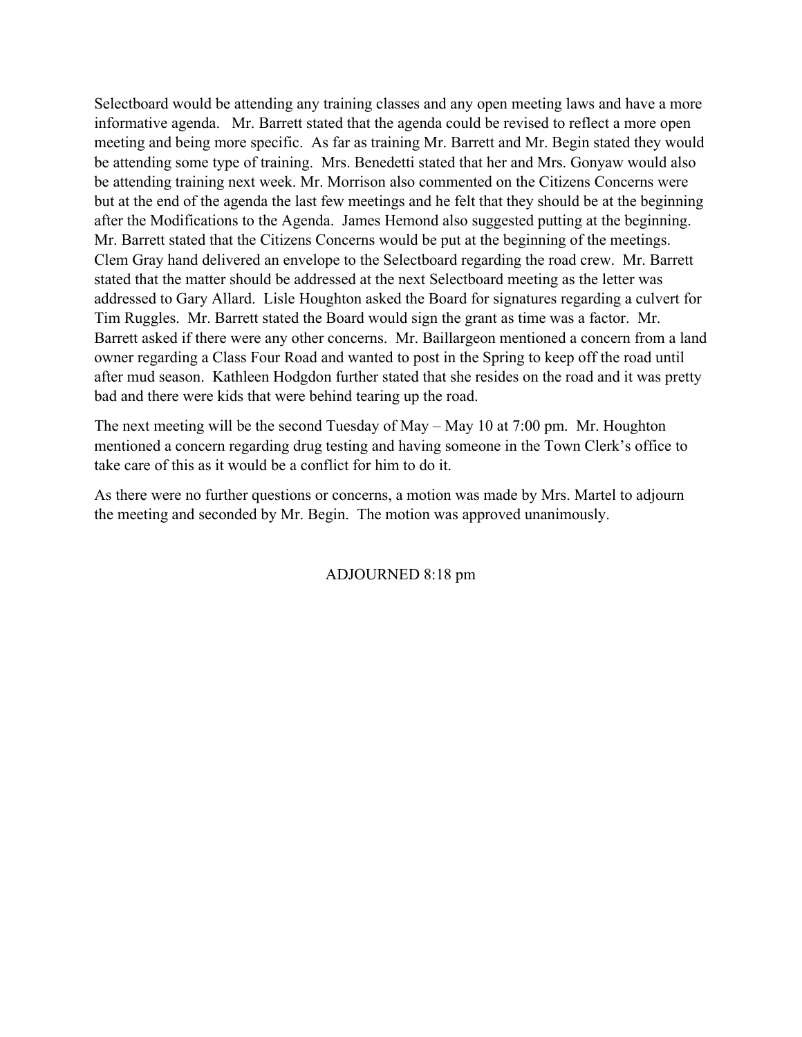Selectboard would be attending any training classes and any open meeting laws and have a more informative agenda. Mr. Barrett stated that the agenda could be revised to reflect a more open meeting and being more specific. As far as training Mr. Barrett and Mr. Begin stated they would be attending some type of training. Mrs. Benedetti stated that her and Mrs. Gonyaw would also be attending training next week. Mr. Morrison also commented on the Citizens Concerns were but at the end of the agenda the last few meetings and he felt that they should be at the beginning after the Modifications to the Agenda. James Hemond also suggested putting at the beginning. Mr. Barrett stated that the Citizens Concerns would be put at the beginning of the meetings. Clem Gray hand delivered an envelope to the Selectboard regarding the road crew. Mr. Barrett stated that the matter should be addressed at the next Selectboard meeting as the letter was addressed to Gary Allard. Lisle Houghton asked the Board for signatures regarding a culvert for Tim Ruggles. Mr. Barrett stated the Board would sign the grant as time was a factor. Mr. Barrett asked if there were any other concerns. Mr. Baillargeon mentioned a concern from a land owner regarding a Class Four Road and wanted to post in the Spring to keep off the road until after mud season. Kathleen Hodgdon further stated that she resides on the road and it was pretty bad and there were kids that were behind tearing up the road.

The next meeting will be the second Tuesday of May – May 10 at 7:00 pm. Mr. Houghton mentioned a concern regarding drug testing and having someone in the Town Clerk's office to take care of this as it would be a conflict for him to do it.

As there were no further questions or concerns, a motion was made by Mrs. Martel to adjourn the meeting and seconded by Mr. Begin. The motion was approved unanimously.

ADJOURNED 8:18 pm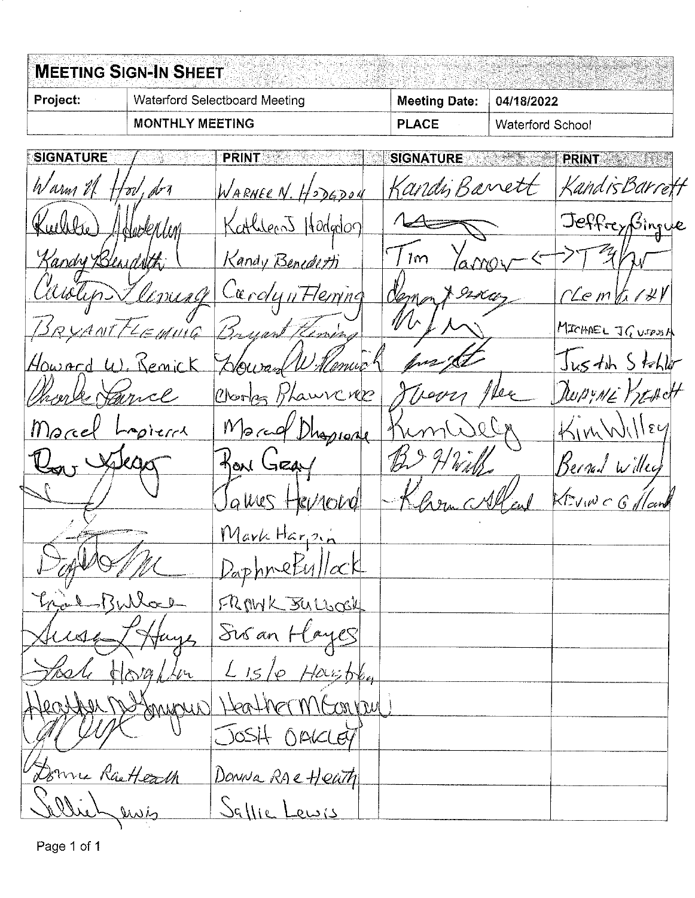## MEETING SIGN-IN SHEET

| | | | |
|---|---|---|---|
| **Project:** | Waterford Selectboard Meeting | **Meeting Date:** | 04/18/2022 |
| | **MONTHLY MEETING** | **PLACE** | Waterford School |

| SIGNATURE | PRINT | SIGNATURE | PRINT |
|---|---|---|---|
| Warner N. Hodgdon | WARNER N. HODGDON | Kandi Barrett | Kandis Barrett |
| Kathleen Hodgdon | Kathleen J Hodgdon | | Jeffrey Gingue |
| Kandy Benedetti | Kandy Benedetti | Tim Yarrow | Tim Yarrow |
| Carolyn Fleming | Carolyn Fleming | | Clem Gray |
| BRYANT FLEMING | Bryant Fleming | | MICHAEL IGUERSA |
| Howard W. Remick | Howard W. Remick | | Justin Stohler |
| Charles Lawrence | Charles Plawrence | | DUAYNE HEATH |
| Marcel Lapierre | Marcel Dhapierre | Kim Willey | Kim Willey |
| Ron Gray | Ron Gray | Bernd Willey | Bernd Willey |
| | James Hemond | Kevin Gilland | KEVIN C GILLAND |
| | Mark Harpin | | |
| | Daphne Bullock | | |
| Frank Bullock | FRANK BULLOCK | | |
| Susan L Hayes | Susan Hayes | | |
| Josh Houghton | Lisle Houghton | | |
| Heather McConnon | Heather McConnon | | |
| | JOSH OAKLEY | | |
| Donna Rae Heath | DONNA RAE Heath | | |
| Sallie Lewis | Sallie Lewis | | |